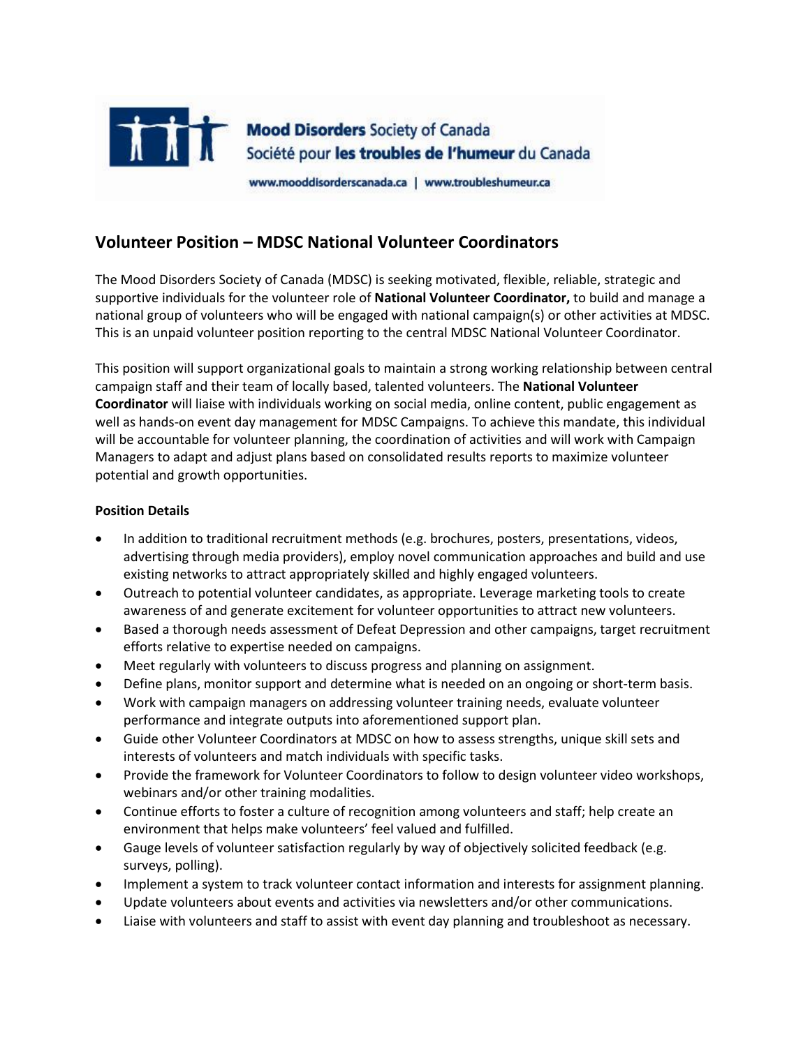Mood Disorders Society of Canada
Société pour les troubles de l'humeur du Canada

www.mooddisorderscanada.ca | www.troubleshumeur.ca

## Volunteer Position – MDSC National Volunteer Coordinators

The Mood Disorders Society of Canada (MDSC) is seeking motivated, flexible, reliable, strategic and supportive individuals for the volunteer role of **National Volunteer Coordinator,** to build and manage a national group of volunteers who will be engaged with national campaign(s) or other activities at MDSC. This is an unpaid volunteer position reporting to the central MDSC National Volunteer Coordinator.

This position will support organizational goals to maintain a strong working relationship between central campaign staff and their team of locally based, talented volunteers. The **National Volunteer Coordinator** will liaise with individuals working on social media, online content, public engagement as well as hands-on event day management for MDSC Campaigns. To achieve this mandate, this individual will be accountable for volunteer planning, the coordination of activities and will work with Campaign Managers to adapt and adjust plans based on consolidated results reports to maximize volunteer potential and growth opportunities.

**Position Details**

- In addition to traditional recruitment methods (e.g. brochures, posters, presentations, videos, advertising through media providers), employ novel communication approaches and build and use existing networks to attract appropriately skilled and highly engaged volunteers.
- Outreach to potential volunteer candidates, as appropriate. Leverage marketing tools to create awareness of and generate excitement for volunteer opportunities to attract new volunteers.
- Based a thorough needs assessment of Defeat Depression and other campaigns, target recruitment efforts relative to expertise needed on campaigns.
- Meet regularly with volunteers to discuss progress and planning on assignment.
- Define plans, monitor support and determine what is needed on an ongoing or short-term basis.
- Work with campaign managers on addressing volunteer training needs, evaluate volunteer performance and integrate outputs into aforementioned support plan.
- Guide other Volunteer Coordinators at MDSC on how to assess strengths, unique skill sets and interests of volunteers and match individuals with specific tasks.
- Provide the framework for Volunteer Coordinators to follow to design volunteer video workshops, webinars and/or other training modalities.
- Continue efforts to foster a culture of recognition among volunteers and staff; help create an environment that helps make volunteers' feel valued and fulfilled.
- Gauge levels of volunteer satisfaction regularly by way of objectively solicited feedback (e.g. surveys, polling).
- Implement a system to track volunteer contact information and interests for assignment planning.
- Update volunteers about events and activities via newsletters and/or other communications.
- Liaise with volunteers and staff to assist with event day planning and troubleshoot as necessary.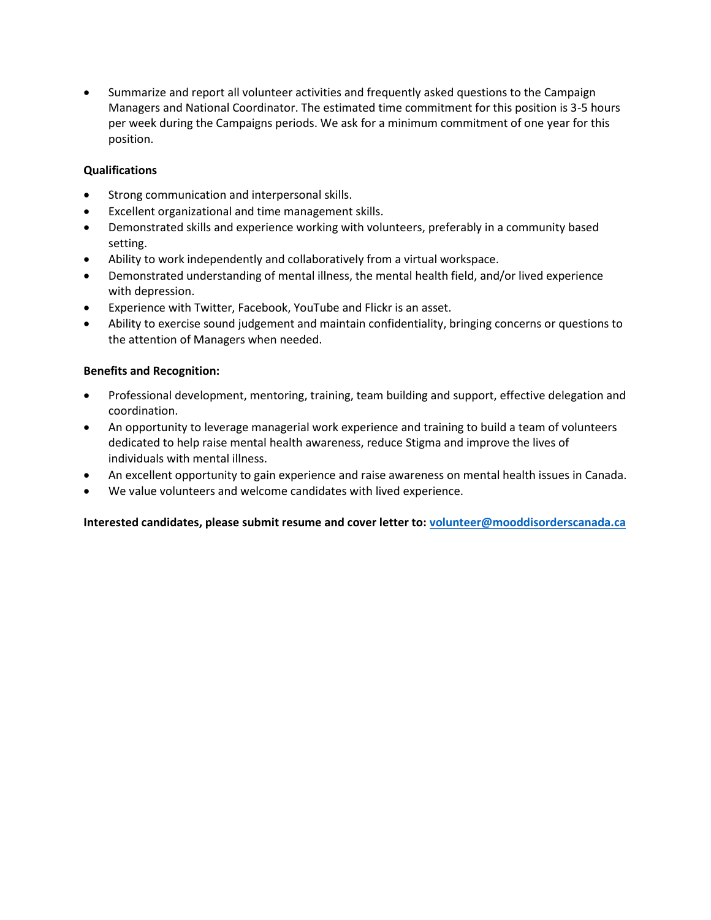- Summarize and report all volunteer activities and frequently asked questions to the Campaign Managers and National Coordinator. The estimated time commitment for this position is 3-5 hours per week during the Campaigns periods. We ask for a minimum commitment of one year for this position.

**Qualifications**

- Strong communication and interpersonal skills.
- Excellent organizational and time management skills.
- Demonstrated skills and experience working with volunteers, preferably in a community based setting.
- Ability to work independently and collaboratively from a virtual workspace.
- Demonstrated understanding of mental illness, the mental health field, and/or lived experience with depression.
- Experience with Twitter, Facebook, YouTube and Flickr is an asset.
- Ability to exercise sound judgement and maintain confidentiality, bringing concerns or questions to the attention of Managers when needed.

**Benefits and Recognition:**

- Professional development, mentoring, training, team building and support, effective delegation and coordination.
- An opportunity to leverage managerial work experience and training to build a team of volunteers dedicated to help raise mental health awareness, reduce Stigma and improve the lives of individuals with mental illness.
- An excellent opportunity to gain experience and raise awareness on mental health issues in Canada.
- We value volunteers and welcome candidates with lived experience.

**Interested candidates, please submit resume and cover letter to: volunteer@mooddisorderscanada.ca**